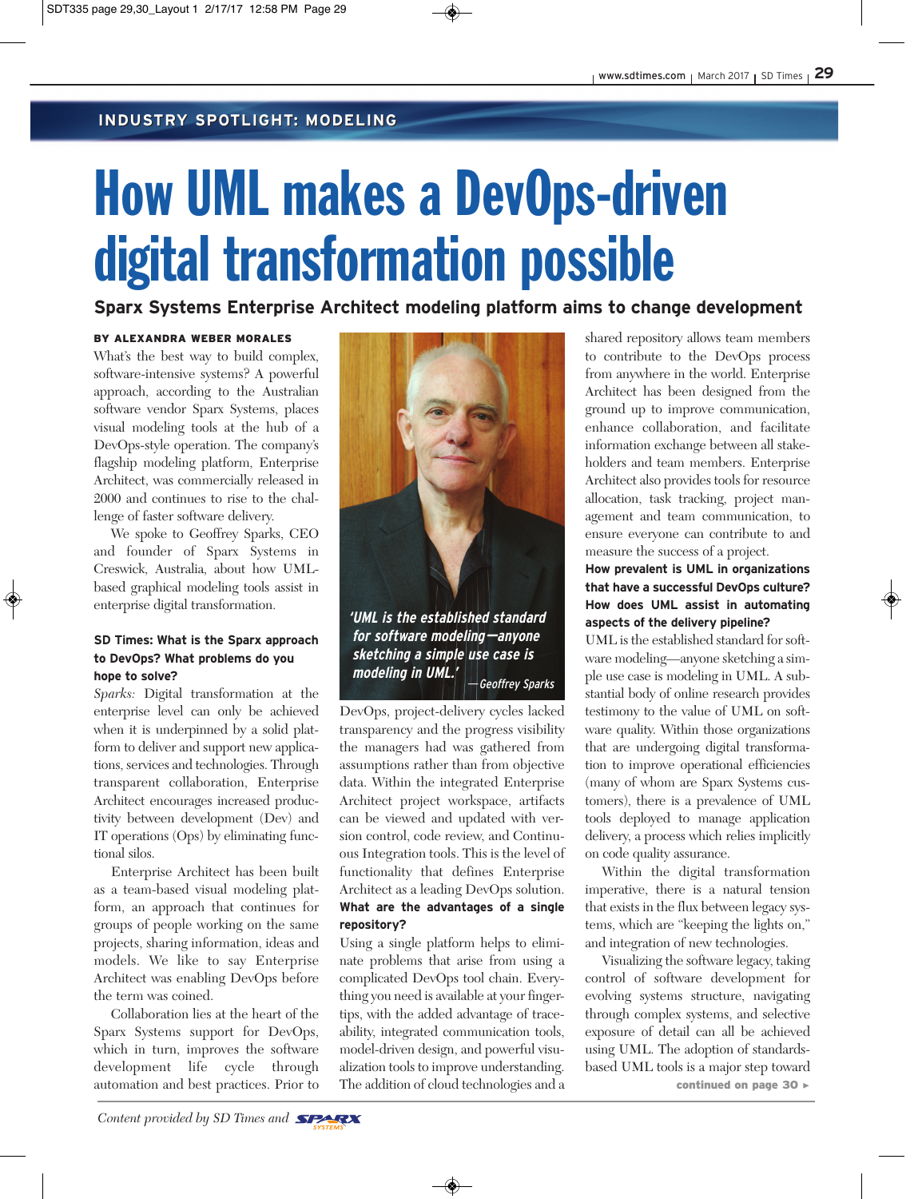INDUSTRY SPOTLIGHT: MODELING

# How UML makes a DevOps-driven digital transformation possible

## Sparx Systems Enterprise Architect modeling platform aims to change development

**BY ALEXANDRA WEBER MORALES**

What's the best way to build complex, software-intensive systems? A powerful approach, according to the Australian software vendor Sparx Systems, places visual modeling tools at the hub of a DevOps-style operation. The company's flagship modeling platform, Enterprise Architect, was commercially released in 2000 and continues to rise to the challenge of faster software delivery.

We spoke to Geoffrey Sparks, CEO and founder of Sparx Systems in Creswick, Australia, about how UML-based graphical modeling tools assist in enterprise digital transformation.

**SD Times: What is the Sparx approach to DevOps? What problems do you hope to solve?**

*Sparks:* Digital transformation at the enterprise level can only be achieved when it is underpinned by a solid platform to deliver and support new applications, services and technologies. Through transparent collaboration, Enterprise Architect encourages increased productivity between development (Dev) and IT operations (Ops) by eliminating functional silos.

Enterprise Architect has been built as a team-based visual modeling platform, an approach that continues for groups of people working on the same projects, sharing information, ideas and models. We like to say Enterprise Architect was enabling DevOps before the term was coined.

Collaboration lies at the heart of the Sparx Systems support for DevOps, which in turn, improves the software development life cycle through automation and best practices. Prior to DevOps, project-delivery cycles lacked transparency and the progress visibility the managers had was gathered from assumptions rather than from objective data. Within the integrated Enterprise Architect project workspace, artifacts can be viewed and updated with version control, code review, and Continuous Integration tools. This is the level of functionality that defines Enterprise Architect as a leading DevOps solution.

*'UML is the established standard for software modeling—anyone sketching a simple use case is modeling in UML.'* —Geoffrey Sparks

**What are the advantages of a single repository?**

Using a single platform helps to eliminate problems that arise from using a complicated DevOps tool chain. Everything you need is available at your fingertips, with the added advantage of traceability, integrated communication tools, model-driven design, and powerful visualization tools to improve understanding. The addition of cloud technologies and a shared repository allows team members to contribute to the DevOps process from anywhere in the world. Enterprise Architect has been designed from the ground up to improve communication, enhance collaboration, and facilitate information exchange between all stakeholders and team members. Enterprise Architect also provides tools for resource allocation, task tracking, project management and team communication, to ensure everyone can contribute to and measure the success of a project.

**How prevalent is UML in organizations that have a successful DevOps culture? How does UML assist in automating aspects of the delivery pipeline?**

UML is the established standard for software modeling—anyone sketching a simple use case is modeling in UML. A substantial body of online research provides testimony to the value of UML on software quality. Within those organizations that are undergoing digital transformation to improve operational efficiencies (many of whom are Sparx Systems customers), there is a prevalence of UML tools deployed to manage application delivery, a process which relies implicitly on code quality assurance.

Within the digital transformation imperative, there is a natural tension that exists in the flux between legacy systems, which are "keeping the lights on," and integration of new technologies.

Visualizing the software legacy, taking control of software development for evolving systems structure, navigating through complex systems, and selective exposure of detail can all be achieved using UML. The adoption of standards-based UML tools is a major step toward

**continued on page 30 ▸**

*Content provided by SD Times and* SPARX SYSTEMS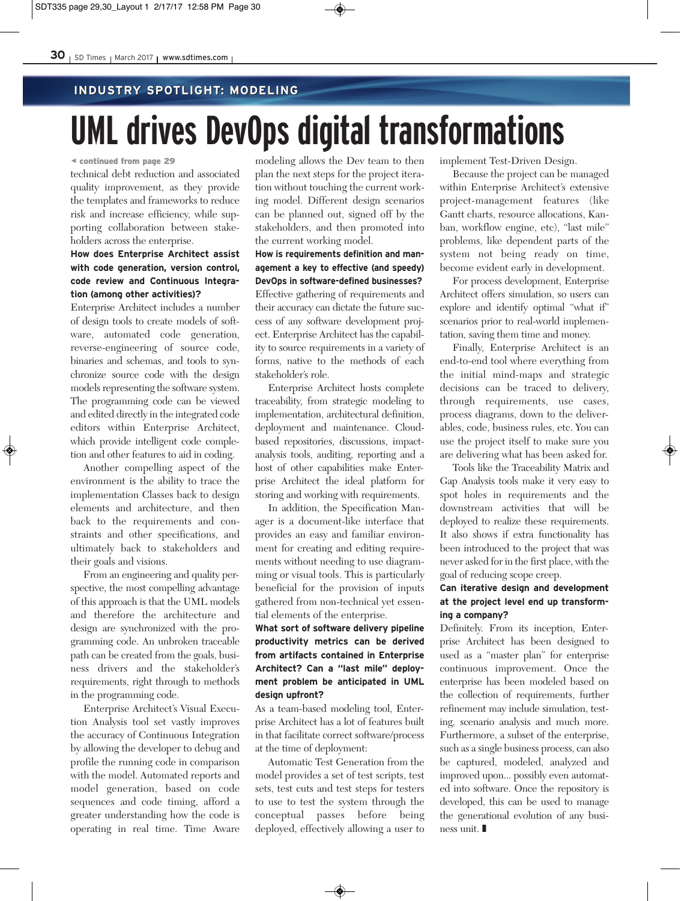INDUSTRY SPOTLIGHT: MODELING

# UML drives DevOps digital transformations

◂ continued from page 29

technical debt reduction and associated quality improvement, as they provide the templates and frameworks to reduce risk and increase efficiency, while supporting collaboration between stakeholders across the enterprise.

**How does Enterprise Architect assist with code generation, version control, code review and Continuous Integration (among other activities)?**

Enterprise Architect includes a number of design tools to create models of software, automated code generation, reverse-engineering of source code, binaries and schemas, and tools to synchronize source code with the design models representing the software system. The programming code can be viewed and edited directly in the integrated code editors within Enterprise Architect, which provide intelligent code completion and other features to aid in coding.

Another compelling aspect of the environment is the ability to trace the implementation Classes back to design elements and architecture, and then back to the requirements and constraints and other specifications, and ultimately back to stakeholders and their goals and visions.

From an engineering and quality perspective, the most compelling advantage of this approach is that the UML models and therefore the architecture and design are synchronized with the programming code. An unbroken traceable path can be created from the goals, business drivers and the stakeholder's requirements, right through to methods in the programming code.

Enterprise Architect's Visual Execution Analysis tool set vastly improves the accuracy of Continuous Integration by allowing the developer to debug and profile the running code in comparison with the model. Automated reports and model generation, based on code sequences and code timing, afford a greater understanding how the code is operating in real time. Time Aware modeling allows the Dev team to then plan the next steps for the project iteration without touching the current working model. Different design scenarios can be planned out, signed off by the stakeholders, and then promoted into the current working model.

**How is requirements definition and management a key to effective (and speedy) DevOps in software-defined businesses?**

Effective gathering of requirements and their accuracy can dictate the future success of any software development project. Enterprise Architect has the capability to source requirements in a variety of forms, native to the methods of each stakeholder's role.

Enterprise Architect hosts complete traceability, from strategic modeling to implementation, architectural definition, deployment and maintenance. Cloud-based repositories, discussions, impact-analysis tools, auditing, reporting and a host of other capabilities make Enterprise Architect the ideal platform for storing and working with requirements.

In addition, the Specification Manager is a document-like interface that provides an easy and familiar environment for creating and editing requirements without needing to use diagramming or visual tools. This is particularly beneficial for the provision of inputs gathered from non-technical yet essential elements of the enterprise.

**What sort of software delivery pipeline productivity metrics can be derived from artifacts contained in Enterprise Architect? Can a "last mile" deployment problem be anticipated in UML design upfront?**

As a team-based modeling tool, Enterprise Architect has a lot of features built in that facilitate correct software/process at the time of deployment:

Automatic Test Generation from the model provides a set of test scripts, test sets, test cuts and test steps for testers to use to test the system through the conceptual passes before being deployed, effectively allowing a user to implement Test-Driven Design.

Because the project can be managed within Enterprise Architect's extensive project-management features (like Gantt charts, resource allocations, Kanban, workflow engine, etc), "last mile" problems, like dependent parts of the system not being ready on time, become evident early in development.

For process development, Enterprise Architect offers simulation, so users can explore and identify optimal "what if" scenarios prior to real-world implementation, saving them time and money.

Finally, Enterprise Architect is an end-to-end tool where everything from the initial mind-maps and strategic decisions can be traced to delivery, through requirements, use cases, process diagrams, down to the deliverables, code, business rules, etc. You can use the project itself to make sure you are delivering what has been asked for.

Tools like the Traceability Matrix and Gap Analysis tools make it very easy to spot holes in requirements and the downstream activities that will be deployed to realize these requirements. It also shows if extra functionality has been introduced to the project that was never asked for in the first place, with the goal of reducing scope creep.

**Can iterative design and development at the project level end up transforming a company?**

Definitely. From its inception, Enterprise Architect has been designed to used as a "master plan" for enterprise continuous improvement. Once the enterprise has been modeled based on the collection of requirements, further refinement may include simulation, testing, scenario analysis and much more. Furthermore, a subset of the enterprise, such as a single business process, can also be captured, modeled, analyzed and improved upon... possibly even automated into software. Once the repository is developed, this can be used to manage the generational evolution of any business unit. ▮